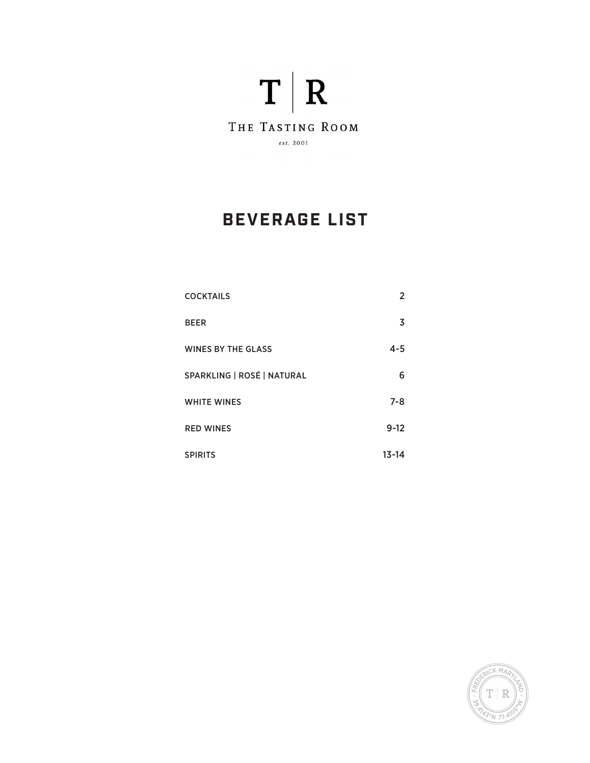# T | R

THE TASTING ROOM

*est.* 2001

## BEVERAGE LIST

| | |
|---|---|
| COCKTAILS | 2 |
| BEER | 3 |
| WINES BY THE GLASS | 4-5 |
| SPARKLING \| ROSÉ \| NATURAL | 6 |
| WHITE WINES | 7-8 |
| RED WINES | 9-12 |
| SPIRITS | 13-14 |

FREDERICK MARYLAND · T | R · 39.4143°N 77.4105°W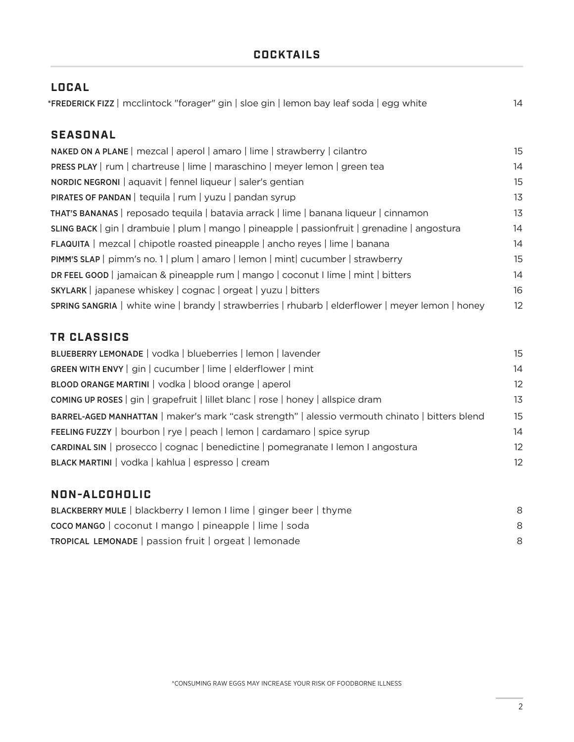# COCKTAILS

## LOCAL

*FREDERICK FIZZ | mcclintock "forager" gin | sloe gin | lemon bay leaf soda | egg white 14

## SEASONAL

NAKED ON A PLANE | mezcal | aperol | amaro | lime | strawberry | cilantro 15

PRESS PLAY | rum | chartreuse | lime | maraschino | meyer lemon | green tea 14

NORDIC NEGRONI | aquavit | fennel liqueur | saler's gentian 15

PIRATES OF PANDAN | tequila | rum | yuzu | pandan syrup 13

THAT'S BANANAS | reposado tequila | batavia arrack | lime | banana liqueur | cinnamon 13

SLING BACK | gin | drambuie | plum | mango | pineapple | passionfruit | grenadine | angostura 14

FLAQUITA | mezcal | chipotle roasted pineapple | ancho reyes | lime | banana 14

PIMM'S SLAP | pimm's no. 1 | plum | amaro | lemon | mint| cucumber | strawberry 15

DR FEEL GOOD | jamaican & pineapple rum | mango | coconut I lime | mint | bitters 14

SKYLARK | japanese whiskey | cognac | orgeat | yuzu | bitters 16

SPRING SANGRIA | white wine | brandy | strawberries | rhubarb | elderflower | meyer lemon | honey 12

## TR CLASSICS

BLUEBERRY LEMONADE | vodka | blueberries | lemon | lavender 15

GREEN WITH ENVY | gin | cucumber | lime | elderflower | mint 14

BLOOD ORANGE MARTINI | vodka | blood orange | aperol 12

COMING UP ROSES | gin | grapefruit | lillet blanc | rose | honey | allspice dram 13

BARREL-AGED MANHATTAN | maker's mark "cask strength" | alessio vermouth chinato | bitters blend 15

FEELING FUZZY | bourbon | rye | peach | lemon | cardamaro | spice syrup 14

CARDINAL SIN | prosecco | cognac | benedictine | pomegranate I lemon I angostura 12

BLACK MARTINI | vodka | kahlua | espresso | cream 12

## NON-ALCOHOLIC

BLACKBERRY MULE | blackberry I lemon I lime | ginger beer | thyme 8

COCO MANGO | coconut I mango | pineapple | lime | soda 8

TROPICAL LEMONADE | passion fruit | orgeat | lemonade 8

*CONSUMING RAW EGGS MAY INCREASE YOUR RISK OF FOODBORNE ILLNESS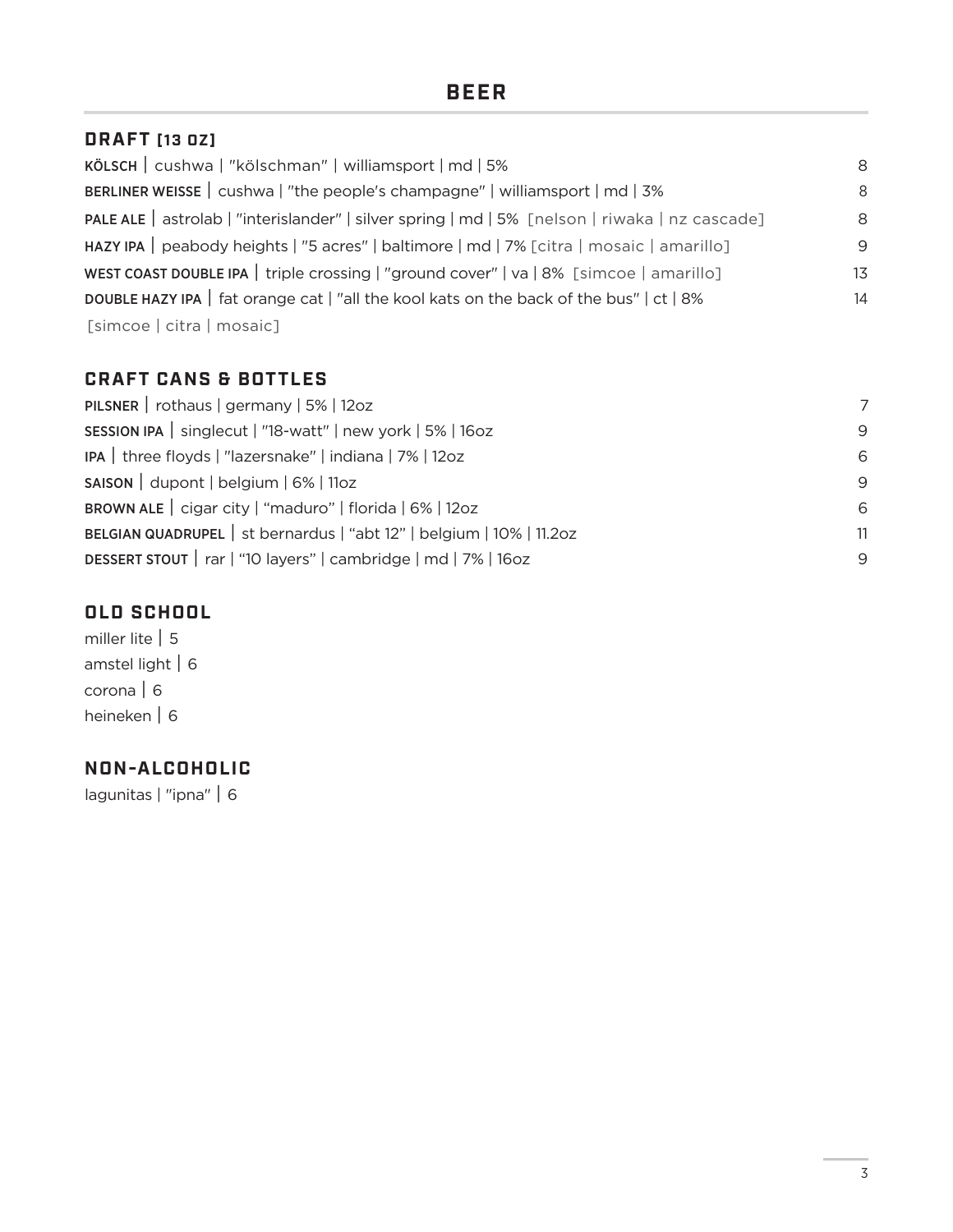# BEER

## DRAFT [13 OZ]

**KÖLSCH** | cushwa | "kölschman" | williamsport | md | 5% — 8

**BERLINER WEISSE** | cushwa | "the people's champagne" | williamsport | md | 3% — 8

**PALE ALE** | astrolab | "interislander" | silver spring | md | 5% [nelson | riwaka | nz cascade] — 8

**HAZY IPA** | peabody heights | "5 acres" | baltimore | md | 7% [citra | mosaic | amarillo] — 9

**WEST COAST DOUBLE IPA** | triple crossing | "ground cover" | va | 8% [simcoe | amarillo] — 13

**DOUBLE HAZY IPA** | fat orange cat | "all the kool kats on the back of the bus" | ct | 8% [simcoe | citra | mosaic] — 14

## CRAFT CANS & BOTTLES

**PILSNER** | rothaus | germany | 5% | 12oz — 7

**SESSION IPA** | singlecut | "18-watt" | new york | 5% | 16oz — 9

**IPA** | three floyds | "lazersnake" | indiana | 7% | 12oz — 6

**SAISON** | dupont | belgium | 6% | 11oz — 9

**BROWN ALE** | cigar city | "maduro" | florida | 6% | 12oz — 6

**BELGIAN QUADRUPEL** | st bernardus | "abt 12" | belgium | 10% | 11.2oz — 11

**DESSERT STOUT** | rar | "10 layers" | cambridge | md | 7% | 16oz — 9

## OLD SCHOOL

miller lite | 5

amstel light | 6

corona | 6

heineken | 6

## NON-ALCOHOLIC

lagunitas | "ipna" | 6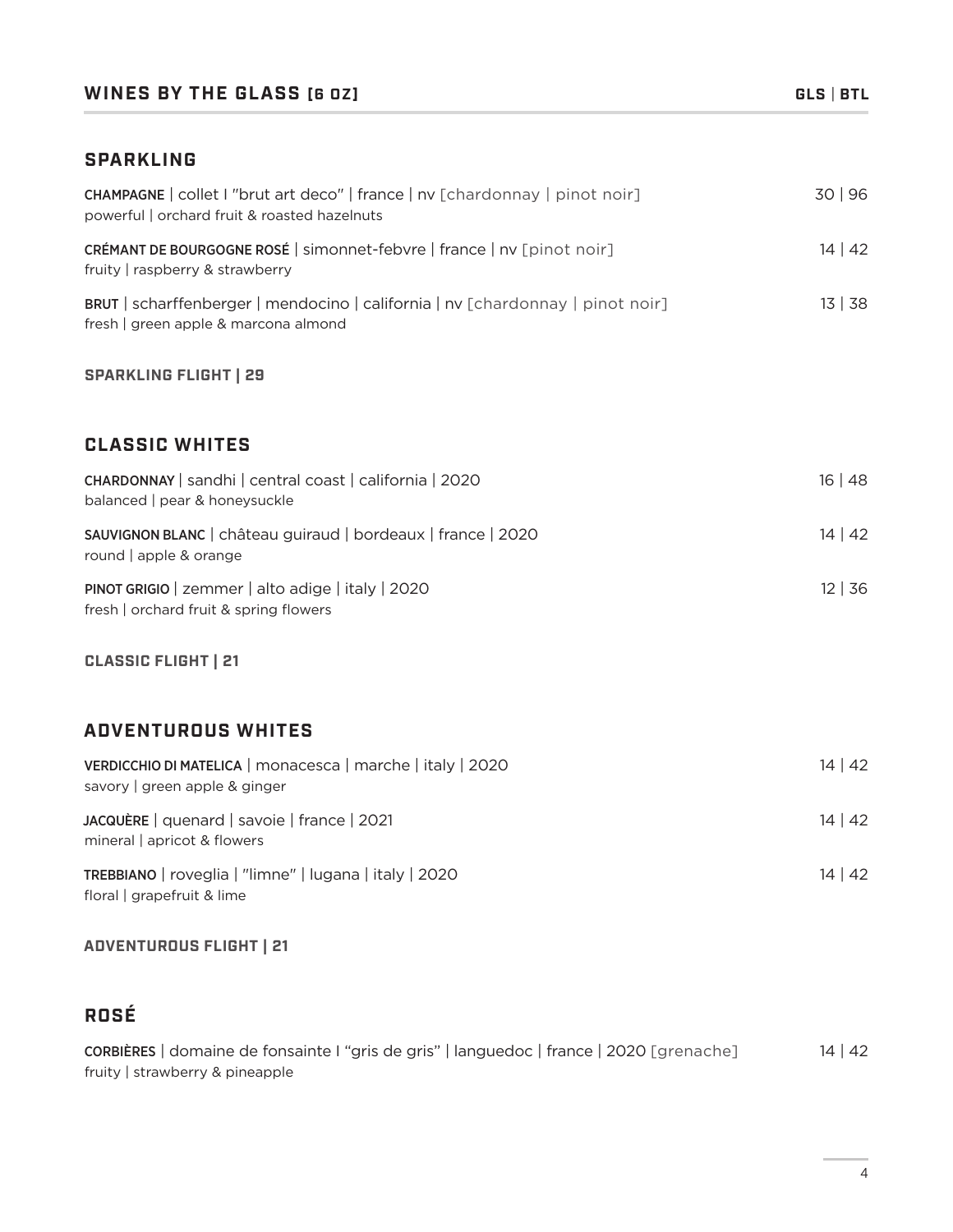## WINES BY THE GLASS [6 OZ]

**GLS | BTL**

### SPARKLING

**CHAMPAGNE** | collet I "brut art deco" | france | nv [chardonnay | pinot noir] — 30 | 96
powerful | orchard fruit & roasted hazelnuts

**CRÉMANT DE BOURGOGNE ROSÉ** | simonnet-febvre | france | nv [pinot noir] — 14 | 42
fruity | raspberry & strawberry

**BRUT** | scharffenberger | mendocino | california | nv [chardonnay | pinot noir] — 13 | 38
fresh | green apple & marcona almond

**SPARKLING FLIGHT | 29**

### CLASSIC WHITES

**CHARDONNAY** | sandhi | central coast | california | 2020 — 16 | 48
balanced | pear & honeysuckle

**SAUVIGNON BLANC** | château guiraud | bordeaux | france | 2020 — 14 | 42
round | apple & orange

**PINOT GRIGIO** | zemmer | alto adige | italy | 2020 — 12 | 36
fresh | orchard fruit & spring flowers

**CLASSIC FLIGHT | 21**

### ADVENTUROUS WHITES

**VERDICCHIO DI MATELICA** | monacesca | marche | italy | 2020 — 14 | 42
savory | green apple & ginger

**JACQUÈRE** | quenard | savoie | france | 2021 — 14 | 42
mineral | apricot & flowers

**TREBBIANO** | roveglia | "limne" | lugana | italy | 2020 — 14 | 42
floral | grapefruit & lime

**ADVENTUROUS FLIGHT | 21**

### ROSÉ

**CORBIÈRES** | domaine de fonsainte I "gris de gris" | languedoc | france | 2020 [grenache] — 14 | 42
fruity | strawberry & pineapple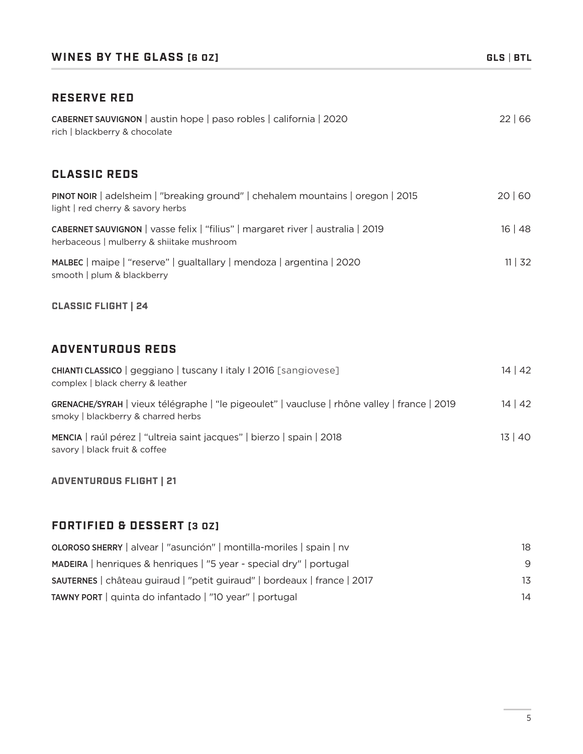## WINES BY THE GLASS [6 OZ] — GLS | BTL

### RESERVE RED

**CABERNET SAUVIGNON** | austin hope | paso robles | california | 2020 — 22 | 66
rich | blackberry & chocolate

### CLASSIC REDS

**PINOT NOIR** | adelsheim | "breaking ground" | chehalem mountains | oregon | 2015 — 20 | 60
light | red cherry & savory herbs

**CABERNET SAUVIGNON** | vasse felix | "filius" | margaret river | australia | 2019 — 16 | 48
herbaceous | mulberry & shiitake mushroom

**MALBEC** | maipe | "reserve" | gualtallary | mendoza | argentina | 2020 — 11 | 32
smooth | plum & blackberry

**CLASSIC FLIGHT | 24**

### ADVENTUROUS REDS

**CHIANTI CLASSICO** | geggiano | tuscany I italy I 2016 [sangiovese] — 14 | 42
complex | black cherry & leather

**GRENACHE/SYRAH** | vieux télégraphe | "le pigeoulet" | vaucluse | rhône valley | france | 2019 — 14 | 42
smoky | blackberry & charred herbs

**MENCIA** | raúl pérez | "ultreia saint jacques" | bierzo | spain | 2018 — 13 | 40
savory | black fruit & coffee

**ADVENTUROUS FLIGHT | 21**

### FORTIFIED & DESSERT [3 OZ]

**OLOROSO SHERRY** | alvear | "asunción" | montilla-moriles | spain | nv — 18

**MADEIRA** | henriques & henriques | "5 year - special dry" | portugal — 9

**SAUTERNES** | château guiraud | "petit guiraud" | bordeaux | france | 2017 — 13

**TAWNY PORT** | quinta do infantado | "10 year" | portugal — 14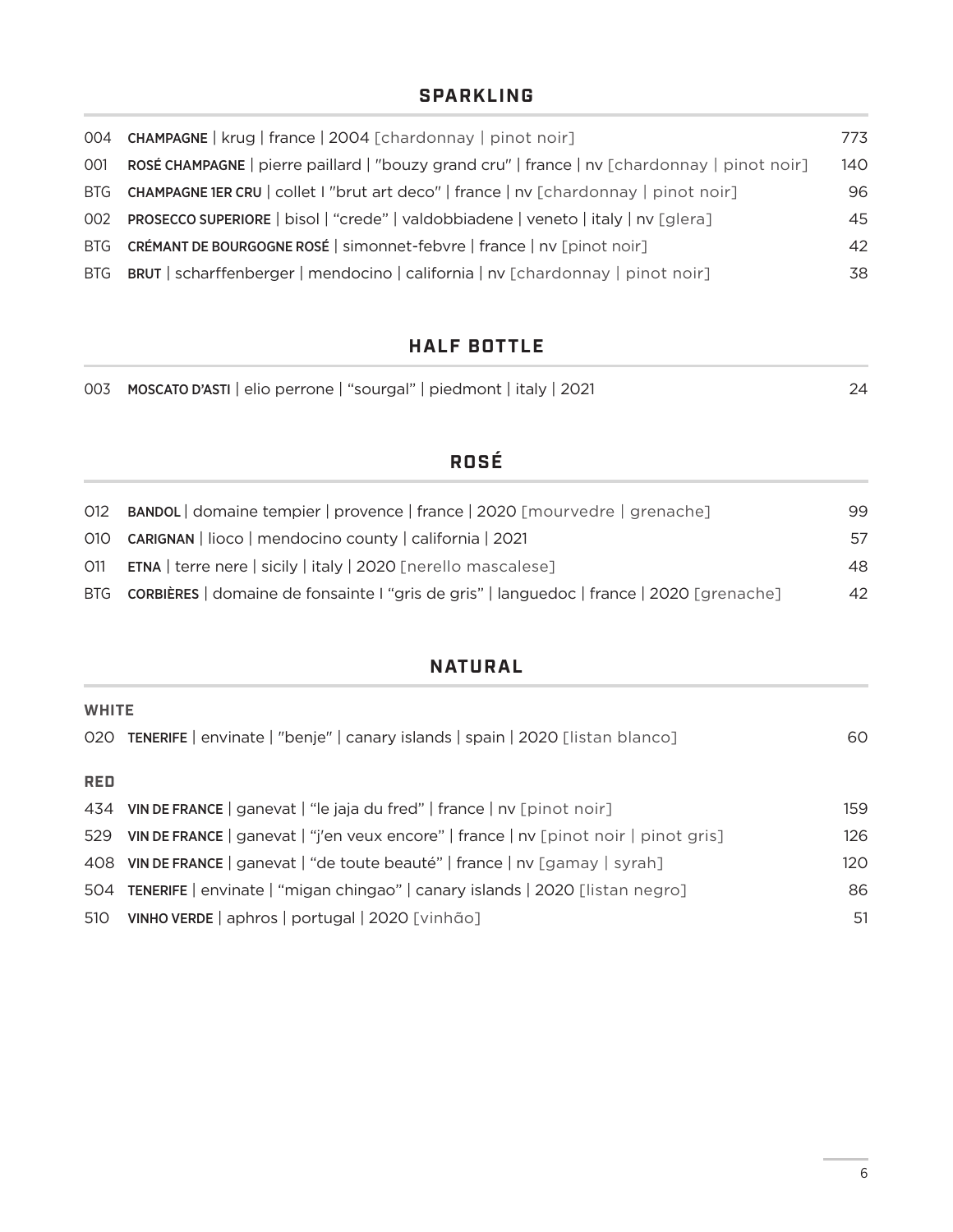## SPARKLING

| | | |
|---|---|---|
| 004 | **CHAMPAGNE** \| krug \| france \| 2004 [chardonnay \| pinot noir] | 773 |
| 001 | **ROSÉ CHAMPAGNE** \| pierre paillard \| "bouzy grand cru" \| france \| nv [chardonnay \| pinot noir] | 140 |
| BTG | **CHAMPAGNE 1ER CRU** \| collet I "brut art deco" \| france \| nv [chardonnay \| pinot noir] | 96 |
| 002 | **PROSECCO SUPERIORE** \| bisol \| "crede" \| valdobbiadene \| veneto \| italy \| nv [glera] | 45 |
| BTG | **CRÉMANT DE BOURGOGNE ROSÉ** \| simonnet-febvre \| france \| nv [pinot noir] | 42 |
| BTG | **BRUT** \| scharffenberger \| mendocino \| california \| nv [chardonnay \| pinot noir] | 38 |

## HALF BOTTLE

| | | |
|---|---|---|
| 003 | **MOSCATO D'ASTI** \| elio perrone \| "sourgal" \| piedmont \| italy \| 2021 | 24 |

## ROSÉ

| | | |
|---|---|---|
| 012 | **BANDOL** \| domaine tempier \| provence \| france \| 2020 [mourvedre \| grenache] | 99 |
| 010 | **CARIGNAN** \| lioco \| mendocino county \| california \| 2021 | 57 |
| 011 | **ETNA** \| terre nere \| sicily \| italy \| 2020 [nerello mascalese] | 48 |
| BTG | **CORBIÈRES** \| domaine de fonsainte I "gris de gris" \| languedoc \| france \| 2020 [grenache] | 42 |

## NATURAL

### WHITE

| | | |
|---|---|---|
| 020 | **TENERIFE** \| envinate \| "benje" \| canary islands \| spain \| 2020 [listan blanco] | 60 |

### RED

| | | |
|---|---|---|
| 434 | **VIN DE FRANCE** \| ganevat \| "le jaja du fred" \| france \| nv [pinot noir] | 159 |
| 529 | **VIN DE FRANCE** \| ganevat \| "j'en veux encore" \| france \| nv [pinot noir \| pinot gris] | 126 |
| 408 | **VIN DE FRANCE** \| ganevat \| "de toute beauté" \| france \| nv [gamay \| syrah] | 120 |
| 504 | **TENERIFE** \| envinate \| "migan chingao" \| canary islands \| 2020 [listan negro] | 86 |
| 510 | **VINHO VERDE** \| aphros \| portugal \| 2020 [vinhão] | 51 |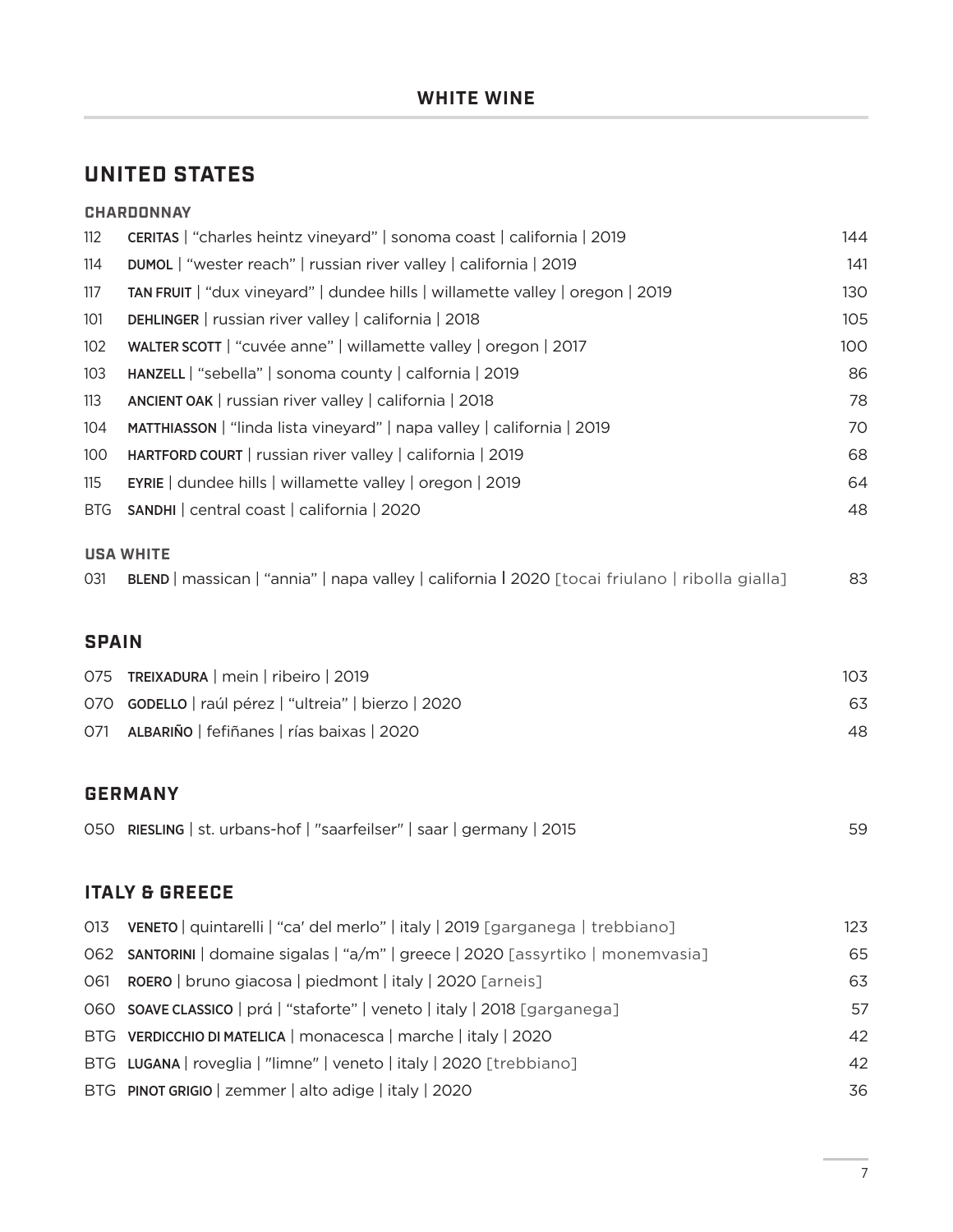# WHITE WINE

## UNITED STATES

### CHARDONNAY

| | | |
|---|---|---|
| 112 | **CERITAS** \| “charles heintz vineyard” \| sonoma coast \| california \| 2019 | 144 |
| 114 | **DUMOL** \| “wester reach” \| russian river valley \| california \| 2019 | 141 |
| 117 | **TAN FRUIT** \| “dux vineyard” \| dundee hills \| willamette valley \| oregon \| 2019 | 130 |
| 101 | **DEHLINGER** \| russian river valley \| california \| 2018 | 105 |
| 102 | **WALTER SCOTT** \| “cuvée anne” \| willamette valley \| oregon \| 2017 | 100 |
| 103 | **HANZELL** \| “sebella” \| sonoma county \| calfornia \| 2019 | 86 |
| 113 | **ANCIENT OAK** \| russian river valley \| california \| 2018 | 78 |
| 104 | **MATTHIASSON** \| “linda lista vineyard” \| napa valley \| california \| 2019 | 70 |
| 100 | **HARTFORD COURT** \| russian river valley \| california \| 2019 | 68 |
| 115 | **EYRIE** \| dundee hills \| willamette valley \| oregon \| 2019 | 64 |
| BTG | **SANDHI** \| central coast \| california \| 2020 | 48 |

### USA WHITE

| | | |
|---|---|---|
| 031 | **BLEND** \| massican \| “annia” \| napa valley \| california \| 2020 [tocai friulano \| ribolla gialla] | 83 |

## SPAIN

| | | |
|---|---|---|
| 075 | **TREIXADURA** \| mein \| ribeiro \| 2019 | 103 |
| 070 | **GODELLO** \| raúl pérez \| “ultreia” \| bierzo \| 2020 | 63 |
| 071 | **ALBARIÑO** \| fefiñanes \| rías baixas \| 2020 | 48 |

## GERMANY

| | | |
|---|---|---|
| 050 | **RIESLING** \| st. urbans-hof \| "saarfeilser" \| saar \| germany \| 2015 | 59 |

## ITALY & GREECE

| | | |
|---|---|---|
| 013 | **VENETO** \| quintarelli \| “ca' del merlo” \| italy \| 2019 [garganega \| trebbiano] | 123 |
| 062 | **SANTORINI** \| domaine sigalas \| “a/m” \| greece \| 2020 [assyrtiko \| monemvasia] | 65 |
| 061 | **ROERO** \| bruno giacosa \| piedmont \| italy \| 2020 [arneis] | 63 |
| 060 | **SOAVE CLASSICO** \| prá \| “staforte” \| veneto \| italy \| 2018 [garganega] | 57 |
| BTG | **VERDICCHIO DI MATELICA** \| monacesca \| marche \| italy \| 2020 | 42 |
| BTG | **LUGANA** \| roveglia \| "limne" \| veneto \| italy \| 2020 [trebbiano] | 42 |
| BTG | **PINOT GRIGIO** \| zemmer \| alto adige \| italy \| 2020 | 36 |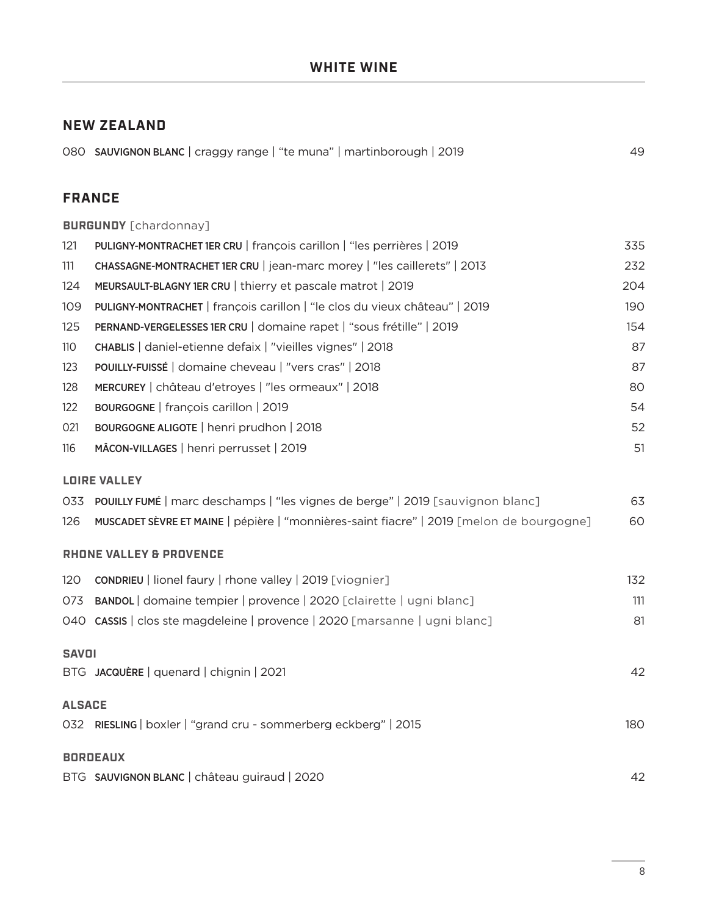# WHITE WINE

## NEW ZEALAND

080 **SAUVIGNON BLANC** | craggy range | “te muna” | martinborough | 2019 — 49

## FRANCE

### BURGUNDY [chardonnay]

121 **PULIGNY-MONTRACHET 1ER CRU** | françois carillon | “les perrières | 2019 — 335

111 **CHASSAGNE-MONTRACHET 1ER CRU** | jean-marc morey | "les caillerets" | 2013 — 232

124 **MEURSAULT-BLAGNY 1ER CRU** | thierry et pascale matrot | 2019 — 204

109 **PULIGNY-MONTRACHET** | françois carillon | “le clos du vieux château” | 2019 — 190

125 **PERNAND-VERGELESSES 1ER CRU** | domaine rapet | “sous frétille” | 2019 — 154

110 **CHABLIS** | daniel-etienne defaix | "vieilles vignes" | 2018 — 87

123 **POUILLY-FUISSÉ** | domaine cheveau | "vers cras" | 2018 — 87

128 **MERCUREY** | château d'etroyes | "les ormeaux" | 2018 — 80

122 **BOURGOGNE** | françois carillon | 2019 — 54

021 **BOURGOGNE ALIGOTE** | henri prudhon | 2018 — 52

116 **MÂCON-VILLAGES** | henri perrusset | 2019 — 51

### LOIRE VALLEY

033 **POUILLY FUMÉ** | marc deschamps | “les vignes de berge” | 2019 [sauvignon blanc] — 63

126 **MUSCADET SÈVRE ET MAINE** | pépière | “monnières-saint fiacre” | 2019 [melon de bourgogne] — 60

### RHONE VALLEY & PROVENCE

120 **CONDRIEU** | lionel faury | rhone valley | 2019 [viognier] — 132

073 **BANDOL** | domaine tempier | provence | 2020 [clairette | ugni blanc] — 111

040 **CASSIS** | clos ste magdeleine | provence | 2020 [marsanne | ugni blanc] — 81

### SAVOI

BTG **JACQUÈRE** | quenard | chignin | 2021 — 42

### ALSACE

032 **RIESLING** | boxler | “grand cru - sommerberg eckberg” | 2015 — 180

### BORDEAUX

BTG **SAUVIGNON BLANC** | château guiraud | 2020 — 42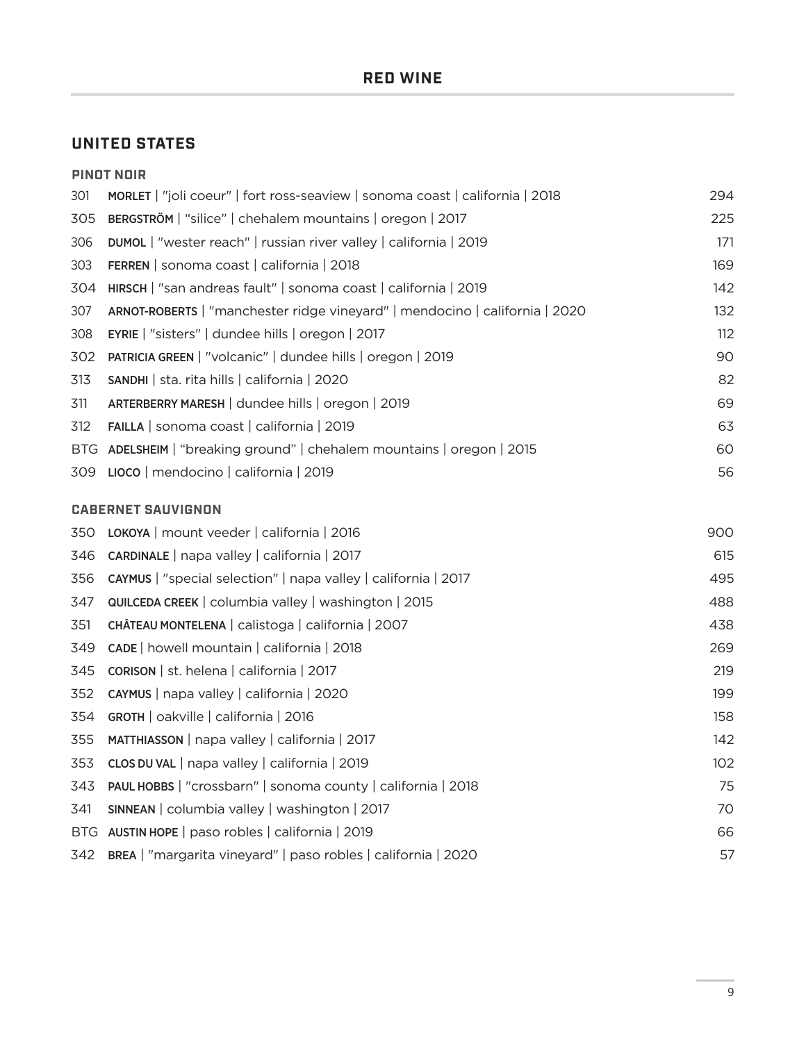# RED WINE

## UNITED STATES

### PINOT NOIR

| | | |
|---|---|---|
| 301 | **MORLET** \| "joli coeur" \| fort ross-seaview \| sonoma coast \| california \| 2018 | 294 |
| 305 | **BERGSTRÖM** \| "silice" \| chehalem mountains \| oregon \| 2017 | 225 |
| 306 | **DUMOL** \| "wester reach" \| russian river valley \| california \| 2019 | 171 |
| 303 | **FERREN** \| sonoma coast \| california \| 2018 | 169 |
| 304 | **HIRSCH** \| "san andreas fault" \| sonoma coast \| california \| 2019 | 142 |
| 307 | **ARNOT-ROBERTS** \| "manchester ridge vineyard" \| mendocino \| california \| 2020 | 132 |
| 308 | **EYRIE** \| "sisters" \| dundee hills \| oregon \| 2017 | 112 |
| 302 | **PATRICIA GREEN** \| "volcanic" \| dundee hills \| oregon \| 2019 | 90 |
| 313 | **SANDHI** \| sta. rita hills \| california \| 2020 | 82 |
| 311 | **ARTERBERRY MARESH** \| dundee hills \| oregon \| 2019 | 69 |
| 312 | **FAILLA** \| sonoma coast \| california \| 2019 | 63 |
| BTG | **ADELSHEIM** \| "breaking ground" \| chehalem mountains \| oregon \| 2015 | 60 |
| 309 | **LIOCO** \| mendocino \| california \| 2019 | 56 |

### CABERNET SAUVIGNON

| | | |
|---|---|---|
| 350 | **LOKOYA** \| mount veeder \| california \| 2016 | 900 |
| 346 | **CARDINALE** \| napa valley \| california \| 2017 | 615 |
| 356 | **CAYMUS** \| "special selection" \| napa valley \| california \| 2017 | 495 |
| 347 | **QUILCEDA CREEK** \| columbia valley \| washington \| 2015 | 488 |
| 351 | **CHÂTEAU MONTELENA** \| calistoga \| california \| 2007 | 438 |
| 349 | **CADE** \| howell mountain \| california \| 2018 | 269 |
| 345 | **CORISON** \| st. helena \| california \| 2017 | 219 |
| 352 | **CAYMUS** \| napa valley \| california \| 2020 | 199 |
| 354 | **GROTH** \| oakville \| california \| 2016 | 158 |
| 355 | **MATTHIASSON** \| napa valley \| california \| 2017 | 142 |
| 353 | **CLOS DU VAL** \| napa valley \| california \| 2019 | 102 |
| 343 | **PAUL HOBBS** \| "crossbarn" \| sonoma county \| california \| 2018 | 75 |
| 341 | **SINNEAN** \| columbia valley \| washington \| 2017 | 70 |
| BTG | **AUSTIN HOPE** \| paso robles \| california \| 2019 | 66 |
| 342 | **BREA** \| "margarita vineyard" \| paso robles \| california \| 2020 | 57 |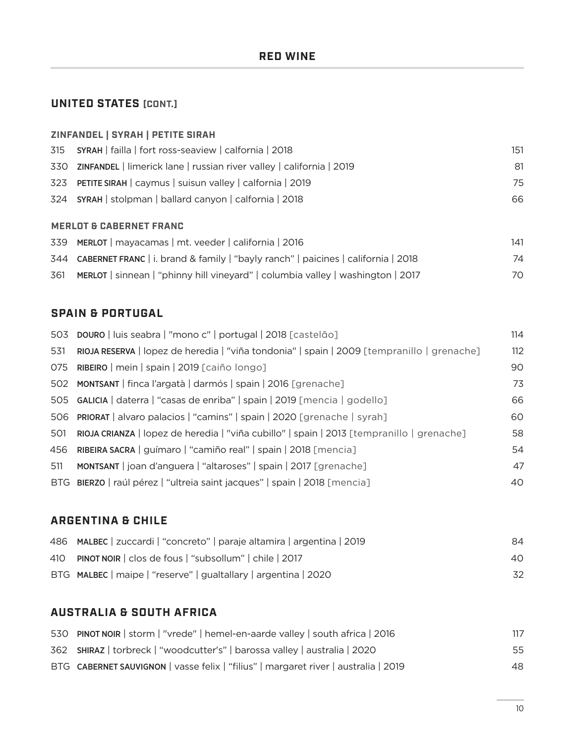# RED WINE

## UNITED STATES [CONT.]

### ZINFANDEL | SYRAH | PETITE SIRAH

| | | |
|---|---|---|
| 315 | **SYRAH** \| failla \| fort ross-seaview \| calfornia \| 2018 | 151 |
| 330 | **ZINFANDEL** \| limerick lane \| russian river valley \| california \| 2019 | 81 |
| 323 | **PETITE SIRAH** \| caymus \| suisun valley \| calfornia \| 2019 | 75 |
| 324 | **SYRAH** \| stolpman \| ballard canyon \| calfornia \| 2018 | 66 |

### MERLOT & CABERNET FRANC

| | | |
|---|---|---|
| 339 | **MERLOT** \| mayacamas \| mt. veeder \| california \| 2016 | 141 |
| 344 | **CABERNET FRANC** \| i. brand & family \| “bayly ranch” \| paicines \| california \| 2018 | 74 |
| 361 | **MERLOT** \| sinnean \| “phinny hill vineyard” \| columbia valley \| washington \| 2017 | 70 |

## SPAIN & PORTUGAL

| | | |
|---|---|---|
| 503 | **DOURO** \| luis seabra \| "mono c" \| portugal \| 2018 [castelão] | 114 |
| 531 | **RIOJA RESERVA** \| lopez de heredia \| "viña tondonia" \| spain \| 2009 [tempranillo \| grenache] | 112 |
| 075 | **RIBEIRO** \| mein \| spain \| 2019 [caiño longo] | 90 |
| 502 | **MONTSANT** \| finca l'argatà \| darmós \| spain \| 2016 [grenache] | 73 |
| 505 | **GALICIA** \| daterra \| “casas de enriba” \| spain \| 2019 [mencia \| godello] | 66 |
| 506 | **PRIORAT** \| alvaro palacios \| “camins” \| spain \| 2020 [grenache \| syrah] | 60 |
| 501 | **RIOJA CRIANZA** \| lopez de heredia \| "viña cubillo" \| spain \| 2013 [tempranillo \| grenache] | 58 |
| 456 | **RIBEIRA SACRA** \| guímaro \| “camiño real” \| spain \| 2018 [mencia] | 54 |
| 511 | **MONTSANT** \| joan d'anguera \| “altaroses” \| spain \| 2017 [grenache] | 47 |
| BTG | **BIERZO** \| raúl pérez \| “ultreia saint jacques” \| spain \| 2018 [mencia] | 40 |

## ARGENTINA & CHILE

| | | |
|---|---|---|
| 486 | **MALBEC** \| zuccardi \| “concreto” \| paraje altamira \| argentina \| 2019 | 84 |
| 410 | **PINOT NOIR** \| clos de fous \| “subsollum” \| chile \| 2017 | 40 |
| BTG | **MALBEC** \| maipe \| “reserve” \| gualtallary \| argentina \| 2020 | 32 |

## AUSTRALIA & SOUTH AFRICA

| | | |
|---|---|---|
| 530 | **PINOT NOIR** \| storm \| "vrede" \| hemel-en-aarde valley \| south africa \| 2016 | 117 |
| 362 | **SHIRAZ** \| torbreck \| “woodcutter's” \| barossa valley \| australia \| 2020 | 55 |
| BTG | **CABERNET SAUVIGNON** \| vasse felix \| “filius” \| margaret river \| australia \| 2019 | 48 |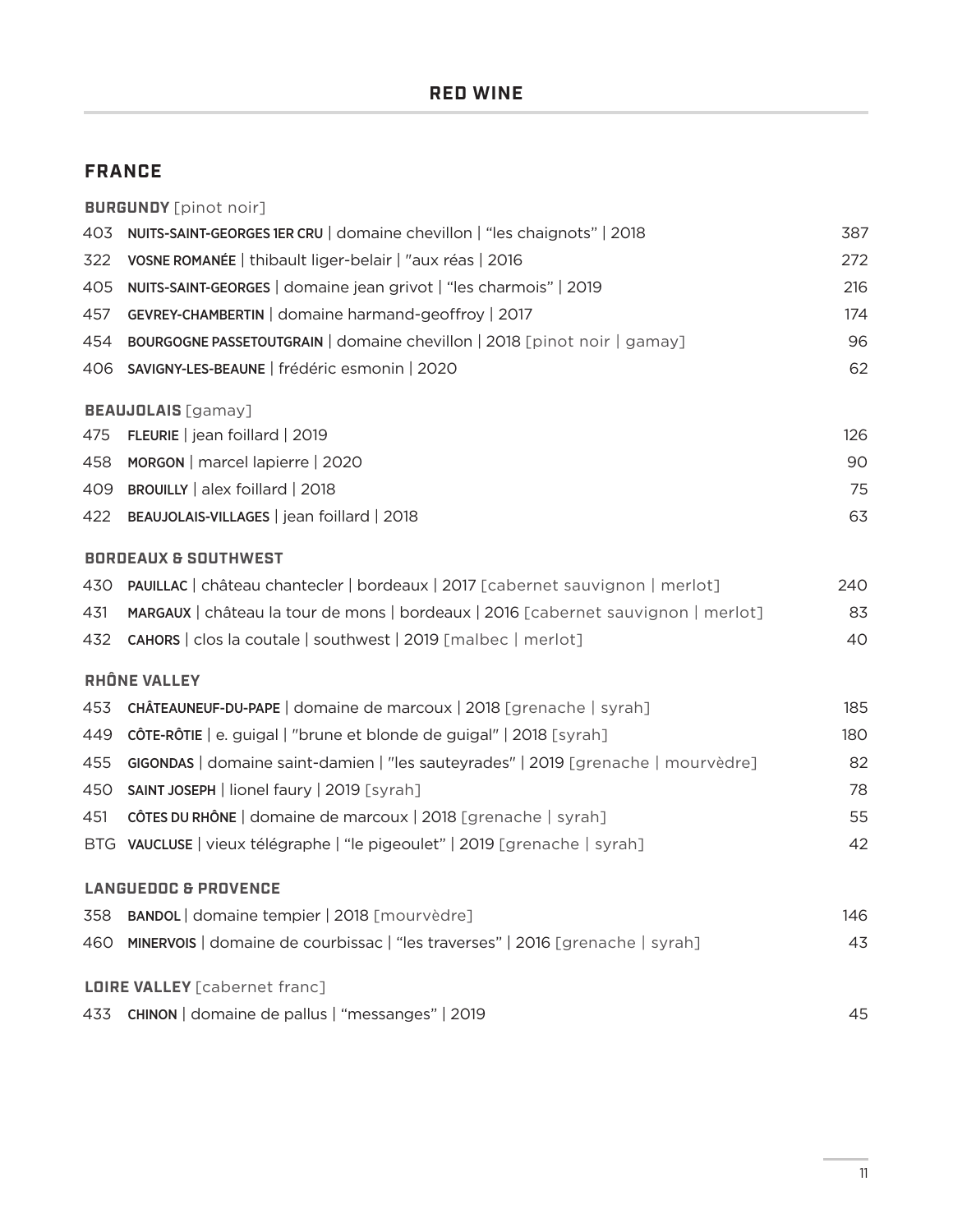# RED WINE

## FRANCE

### BURGUNDY [pinot noir]

| | | |
|---|---|---|
| 403 | **NUITS-SAINT-GEORGES 1ER CRU** \| domaine chevillon \| "les chaignots" \| 2018 | 387 |
| 322 | **VOSNE ROMANÉE** \| thibault liger-belair \| "aux réas \| 2016 | 272 |
| 405 | **NUITS-SAINT-GEORGES** \| domaine jean grivot \| "les charmois" \| 2019 | 216 |
| 457 | **GEVREY-CHAMBERTIN** \| domaine harmand-geoffroy \| 2017 | 174 |
| 454 | **BOURGOGNE PASSETOUTGRAIN** \| domaine chevillon \| 2018 [pinot noir \| gamay] | 96 |
| 406 | **SAVIGNY-LES-BEAUNE** \| frédéric esmonin \| 2020 | 62 |

### BEAUJOLAIS [gamay]

| | | |
|---|---|---|
| 475 | **FLEURIE** \| jean foillard \| 2019 | 126 |
| 458 | **MORGON** \| marcel lapierre \| 2020 | 90 |
| 409 | **BROUILLY** \| alex foillard \| 2018 | 75 |
| 422 | **BEAUJOLAIS-VILLAGES** \| jean foillard \| 2018 | 63 |

### BORDEAUX & SOUTHWEST

| | | |
|---|---|---|
| 430 | **PAUILLAC** \| château chantecler \| bordeaux \| 2017 [cabernet sauvignon \| merlot] | 240 |
| 431 | **MARGAUX** \| château la tour de mons \| bordeaux \| 2016 [cabernet sauvignon \| merlot] | 83 |
| 432 | **CAHORS** \| clos la coutale \| southwest \| 2019 [malbec \| merlot] | 40 |

### RHÔNE VALLEY

| | | |
|---|---|---|
| 453 | **CHÂTEAUNEUF-DU-PAPE** \| domaine de marcoux \| 2018 [grenache \| syrah] | 185 |
| 449 | **CÔTE-RÔTIE** \| e. guigal \| "brune et blonde de guigal" \| 2018 [syrah] | 180 |
| 455 | **GIGONDAS** \| domaine saint-damien \| "les sauteyrades" \| 2019 [grenache \| mourvèdre] | 82 |
| 450 | **SAINT JOSEPH** \| lionel faury \| 2019 [syrah] | 78 |
| 451 | **CÔTES DU RHÔNE** \| domaine de marcoux \| 2018 [grenache \| syrah] | 55 |
| BTG | **VAUCLUSE** \| vieux télégraphe \| "le pigeoulet" \| 2019 [grenache \| syrah] | 42 |

### LANGUEDOC & PROVENCE

| | | |
|---|---|---|
| 358 | **BANDOL** \| domaine tempier \| 2018 [mourvèdre] | 146 |
| 460 | **MINERVOIS** \| domaine de courbissac \| "les traverses" \| 2016 [grenache \| syrah] | 43 |

### LOIRE VALLEY [cabernet franc]

| | | |
|---|---|---|
| 433 | **CHINON** \| domaine de pallus \| "messanges" \| 2019 | 45 |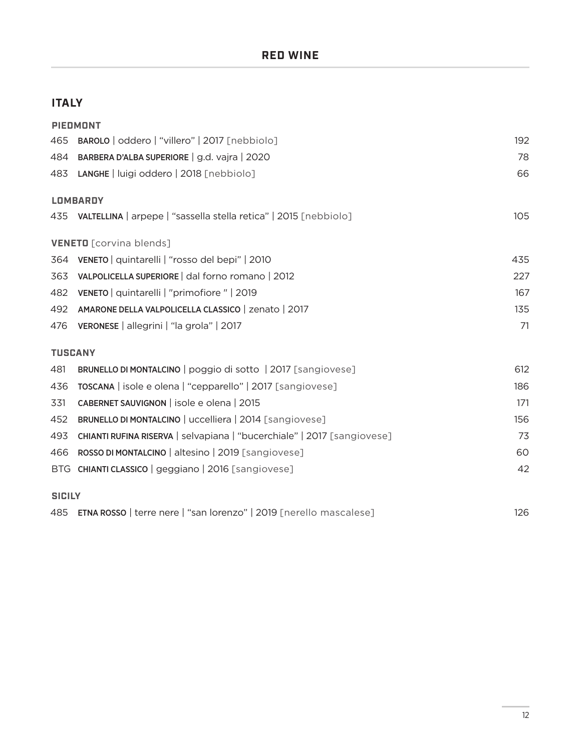# RED WINE

## ITALY

### PIEDMONT

| | | |
|---|---|---|
| 465 | **BAROLO** \| oddero \| "villero" \| 2017 [nebbiolo] | 192 |
| 484 | **BARBERA D'ALBA SUPERIORE** \| g.d. vajra \| 2020 | 78 |
| 483 | **LANGHE** \| luigi oddero \| 2018 [nebbiolo] | 66 |

### LOMBARDY

| | | |
|---|---|---|
| 435 | **VALTELLINA** \| arpepe \| "sassella stella retica" \| 2015 [nebbiolo] | 105 |

### VENETO [corvina blends]

| | | |
|---|---|---|
| 364 | **VENETO** \| quintarelli \| "rosso del bepi" \| 2010 | 435 |
| 363 | **VALPOLICELLA SUPERIORE** \| dal forno romano \| 2012 | 227 |
| 482 | **VENETO** \| quintarelli \| "primofiore " \| 2019 | 167 |
| 492 | **AMARONE DELLA VALPOLICELLA CLASSICO** \| zenato \| 2017 | 135 |
| 476 | **VERONESE** \| allegrini \| "la grola" \| 2017 | 71 |

### TUSCANY

| | | |
|---|---|---|
| 481 | **BRUNELLO DI MONTALCINO** \| poggio di sotto \| 2017 [sangiovese] | 612 |
| 436 | **TOSCANA** \| isole e olena \| "cepparello" \| 2017 [sangiovese] | 186 |
| 331 | **CABERNET SAUVIGNON** \| isole e olena \| 2015 | 171 |
| 452 | **BRUNELLO DI MONTALCINO** \| uccelliera \| 2014 [sangiovese] | 156 |
| 493 | **CHIANTI RUFINA RISERVA** \| selvapiana \| "bucerchiale" \| 2017 [sangiovese] | 73 |
| 466 | **ROSSO DI MONTALCINO** \| altesino \| 2019 [sangiovese] | 60 |
| BTG | **CHIANTI CLASSICO** \| geggiano \| 2016 [sangiovese] | 42 |

### SICILY

| | | |
|---|---|---|
| 485 | **ETNA ROSSO** \| terre nere \| "san lorenzo" \| 2019 [nerello mascalese] | 126 |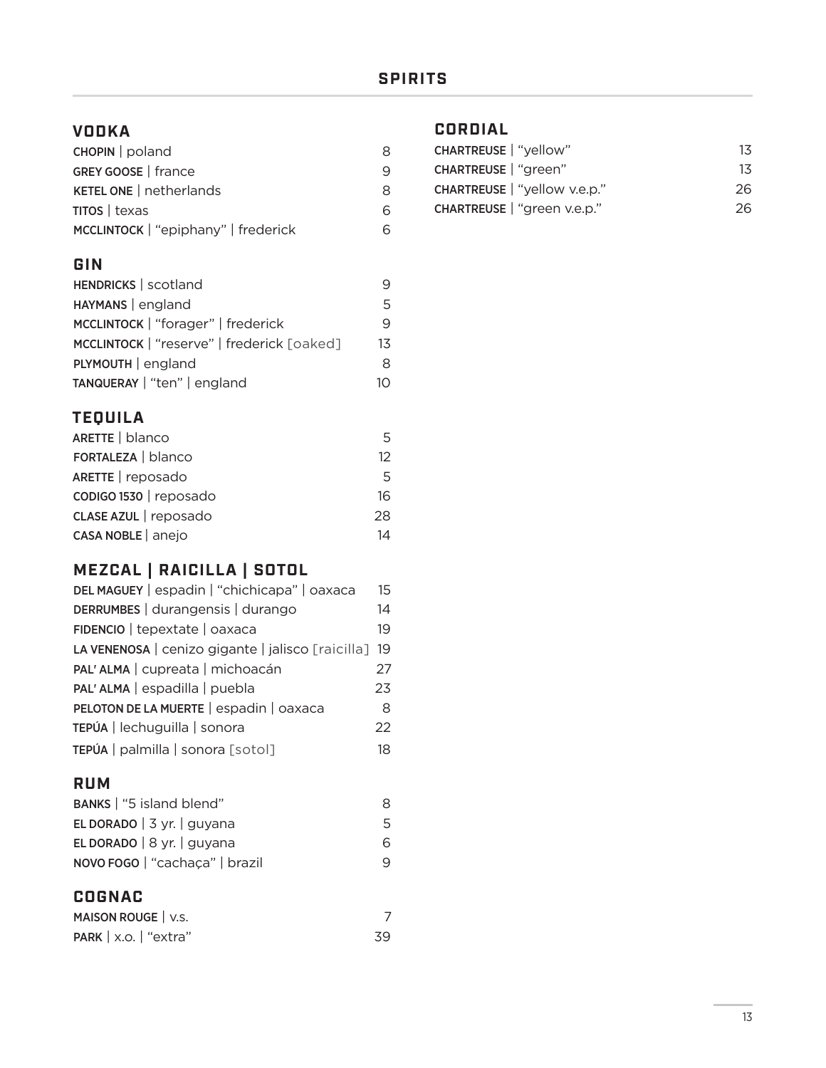# SPIRITS

## VODKA

| | |
|---|---|
| **CHOPIN** \| poland | 8 |
| **GREY GOOSE** \| france | 9 |
| **KETEL ONE** \| netherlands | 8 |
| **TITOS** \| texas | 6 |
| **MCCLINTOCK** \| "epiphany" \| frederick | 6 |

## GIN

| | |
|---|---|
| **HENDRICKS** \| scotland | 9 |
| **HAYMANS** \| england | 5 |
| **MCCLINTOCK** \| "forager" \| frederick | 9 |
| **MCCLINTOCK** \| "reserve" \| frederick [oaked] | 13 |
| **PLYMOUTH** \| england | 8 |
| **TANQUERAY** \| "ten" \| england | 10 |

## TEQUILA

| | |
|---|---|
| **ARETTE** \| blanco | 5 |
| **FORTALEZA** \| blanco | 12 |
| **ARETTE** \| reposado | 5 |
| **CODIGO 1530** \| reposado | 16 |
| **CLASE AZUL** \| reposado | 28 |
| **CASA NOBLE** \| anejo | 14 |

## MEZCAL | RAICILLA | SOTOL

| | |
|---|---|
| **DEL MAGUEY** \| espadin \| "chichicapa" \| oaxaca | 15 |
| **DERRUMBES** \| durangensis \| durango | 14 |
| **FIDENCIO** \| tepextate \| oaxaca | 19 |
| **LA VENENOSA** \| cenizo gigante \| jalisco [raicilla] | 19 |
| **PAL' ALMA** \| cupreata \| michoacán | 27 |
| **PAL' ALMA** \| espadilla \| puebla | 23 |
| **PELOTON DE LA MUERTE** \| espadin \| oaxaca | 8 |
| **TEPÚA** \| lechuguilla \| sonora | 22 |
| **TEPÚA** \| palmilla \| sonora [sotol] | 18 |

## RUM

| | |
|---|---|
| **BANKS** \| "5 island blend" | 8 |
| **EL DORADO** \| 3 yr. \| guyana | 5 |
| **EL DORADO** \| 8 yr. \| guyana | 6 |
| **NOVO FOGO** \| "cachaça" \| brazil | 9 |

## COGNAC

| | |
|---|---|
| **MAISON ROUGE** \| v.s. | 7 |
| **PARK** \| x.o. \| "extra" | 39 |

## CORDIAL

| | |
|---|---|
| **CHARTREUSE** \| "yellow" | 13 |
| **CHARTREUSE** \| "green" | 13 |
| **CHARTREUSE** \| "yellow v.e.p." | 26 |
| **CHARTREUSE** \| "green v.e.p." | 26 |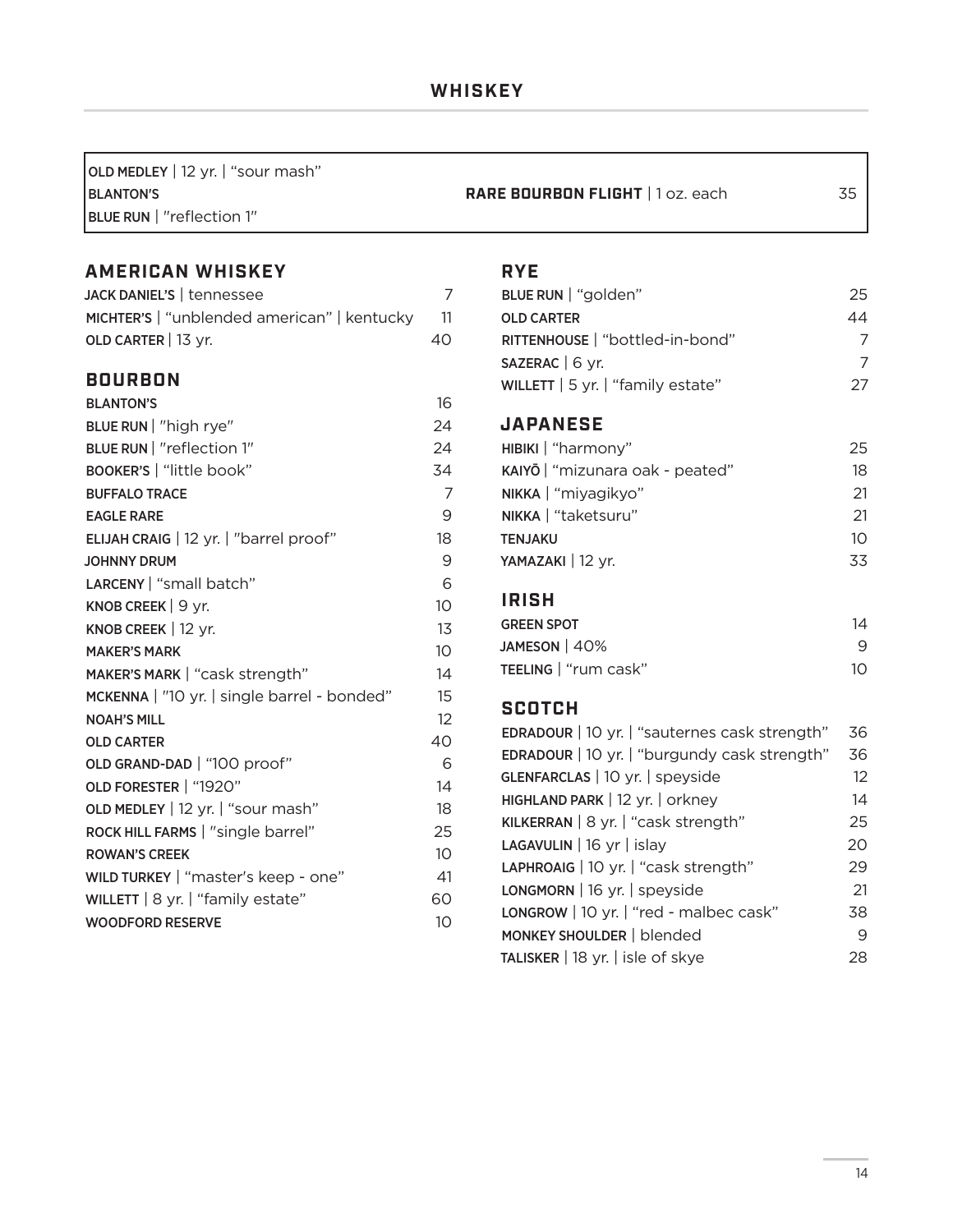# WHISKEY

| | |
|---|---|
| **OLD MEDLEY** \| 12 yr. \| "sour mash"<br>**BLANTON'S**<br>**BLUE RUN** \| "reflection 1" | **RARE BOURBON FLIGHT** \| 1 oz. each — 35 |

## AMERICAN WHISKEY

| | |
|---|---|
| **JACK DANIEL'S** \| tennessee | 7 |
| **MICHTER'S** \| "unblended american" \| kentucky | 11 |
| **OLD CARTER** \| 13 yr. | 40 |

## BOURBON

| | |
|---|---|
| **BLANTON'S** | 16 |
| **BLUE RUN** \| "high rye" | 24 |
| **BLUE RUN** \| "reflection 1" | 24 |
| **BOOKER'S** \| "little book" | 34 |
| **BUFFALO TRACE** | 7 |
| **EAGLE RARE** | 9 |
| **ELIJAH CRAIG** \| 12 yr. \| "barrel proof" | 18 |
| **JOHNNY DRUM** | 9 |
| **LARCENY** \| "small batch" | 6 |
| **KNOB CREEK** \| 9 yr. | 10 |
| **KNOB CREEK** \| 12 yr. | 13 |
| **MAKER'S MARK** | 10 |
| **MAKER'S MARK** \| "cask strength" | 14 |
| **MCKENNA** \| "10 yr. \| single barrel - bonded" | 15 |
| **NOAH'S MILL** | 12 |
| **OLD CARTER** | 40 |
| **OLD GRAND-DAD** \| "100 proof" | 6 |
| **OLD FORESTER** \| "1920" | 14 |
| **OLD MEDLEY** \| 12 yr. \| "sour mash" | 18 |
| **ROCK HILL FARMS** \| "single barrel" | 25 |
| **ROWAN'S CREEK** | 10 |
| **WILD TURKEY** \| "master's keep - one" | 41 |
| **WILLETT** \| 8 yr. \| "family estate" | 60 |
| **WOODFORD RESERVE** | 10 |

## RYE

| | |
|---|---|
| **BLUE RUN** \| "golden" | 25 |
| **OLD CARTER** | 44 |
| **RITTENHOUSE** \| "bottled-in-bond" | 7 |
| **SAZERAC** \| 6 yr. | 7 |
| **WILLETT** \| 5 yr. \| "family estate" | 27 |

## JAPANESE

| | |
|---|---|
| **HIBIKI** \| "harmony" | 25 |
| **KAIYŌ** \| "mizunara oak - peated" | 18 |
| **NIKKA** \| "miyagikyo" | 21 |
| **NIKKA** \| "taketsuru" | 21 |
| **TENJAKU** | 10 |
| **YAMAZAKI** \| 12 yr. | 33 |

## IRISH

| | |
|---|---|
| **GREEN SPOT** | 14 |
| **JAMESON** \| 40% | 9 |
| **TEELING** \| "rum cask" | 10 |

## SCOTCH

| | |
|---|---|
| **EDRADOUR** \| 10 yr. \| "sauternes cask strength" | 36 |
| **EDRADOUR** \| 10 yr. \| "burgundy cask strength" | 36 |
| **GLENFARCLAS** \| 10 yr. \| speyside | 12 |
| **HIGHLAND PARK** \| 12 yr. \| orkney | 14 |
| **KILKERRAN** \| 8 yr. \| "cask strength" | 25 |
| **LAGAVULIN** \| 16 yr \| islay | 20 |
| **LAPHROAIG** \| 10 yr. \| "cask strength" | 29 |
| **LONGMORN** \| 16 yr. \| speyside | 21 |
| **LONGROW** \| 10 yr. \| "red - malbec cask" | 38 |
| **MONKEY SHOULDER** \| blended | 9 |
| **TALISKER** \| 18 yr. \| isle of skye | 28 |